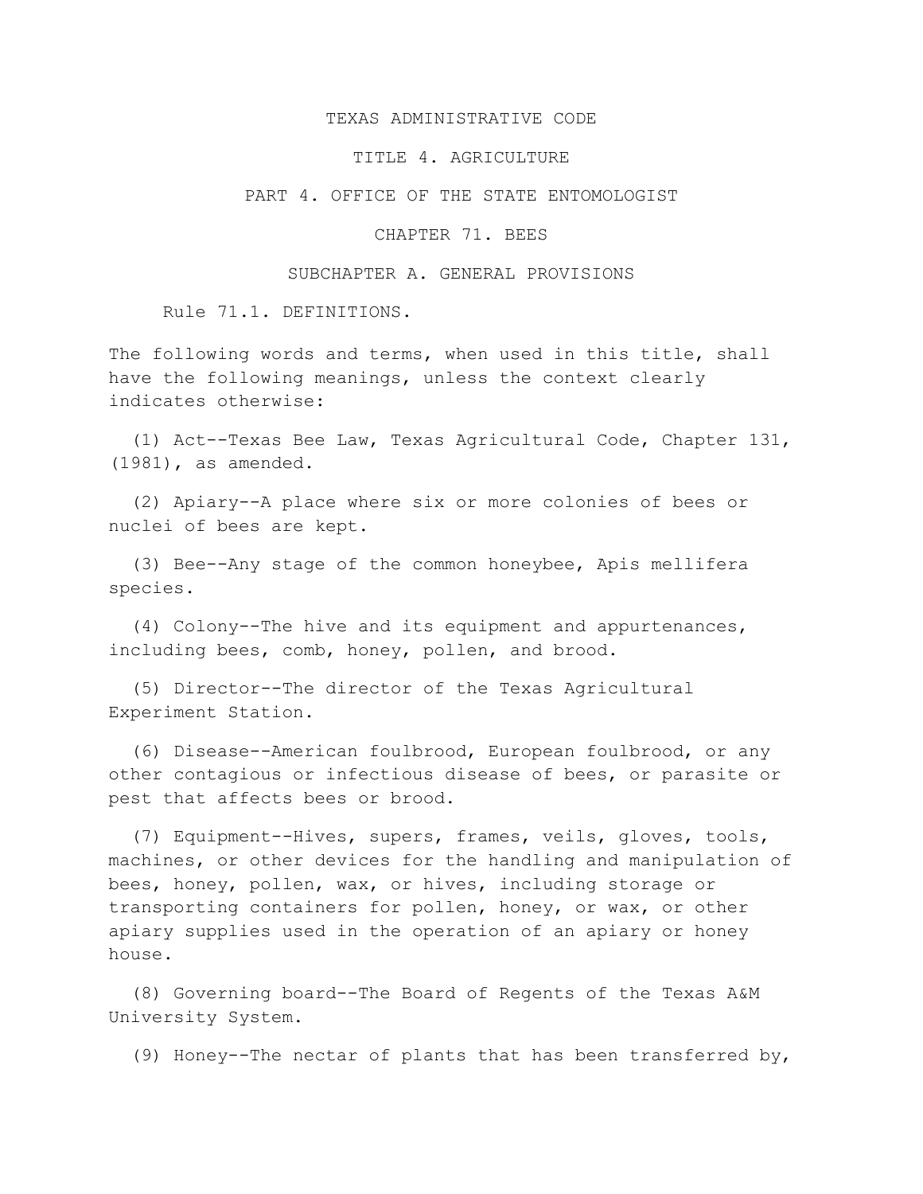# TEXAS ADMINISTRATIVE CODE

## TITLE 4. AGRICULTURE

## PART 4. OFFICE OF THE STATE ENTOMOLOGIST

## CHAPTER 71. BEES

## SUBCHAPTER A. GENERAL PROVISIONS

### Rule 71.1. DEFINITIONS.

The following words and terms, when used in this title, shall have the following meanings, unless the context clearly indicates otherwise:

(1) Act--Texas Bee Law, Texas Agricultural Code, Chapter 131, (1981), as amended.

(2) Apiary--A place where six or more colonies of bees or nuclei of bees are kept.

(3) Bee--Any stage of the common honeybee, Apis mellifera species.

(4) Colony--The hive and its equipment and appurtenances, including bees, comb, honey, pollen, and brood.

(5) Director--The director of the Texas Agricultural Experiment Station.

(6) Disease--American foulbrood, European foulbrood, or any other contagious or infectious disease of bees, or parasite or pest that affects bees or brood.

(7) Equipment--Hives, supers, frames, veils, gloves, tools, machines, or other devices for the handling and manipulation of bees, honey, pollen, wax, or hives, including storage or transporting containers for pollen, honey, or wax, or other apiary supplies used in the operation of an apiary or honey house.

(8) Governing board--The Board of Regents of the Texas A&M University System.

(9) Honey--The nectar of plants that has been transferred by,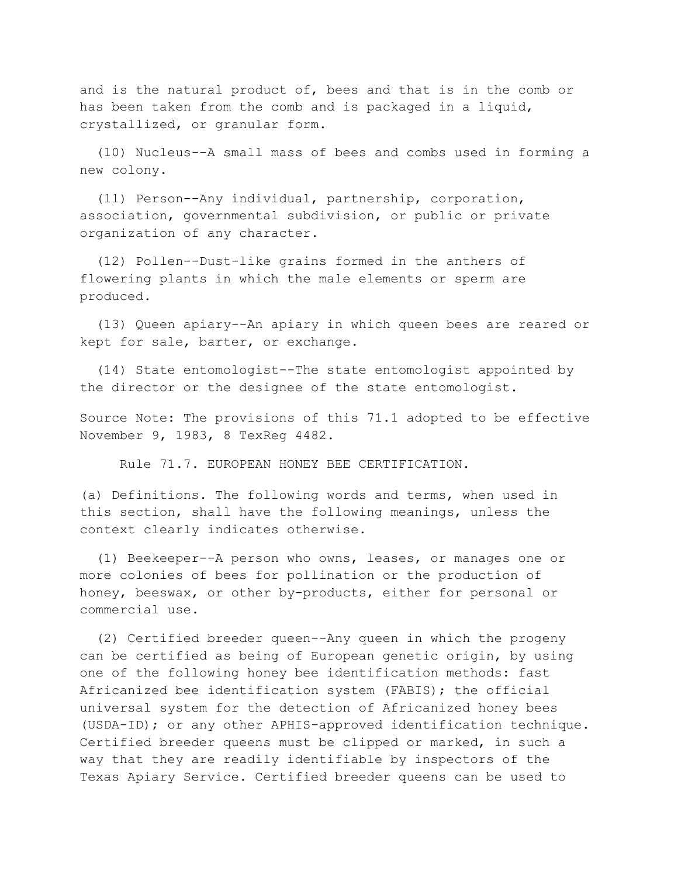and is the natural product of, bees and that is in the comb or has been taken from the comb and is packaged in a liquid, crystallized, or granular form.

(10) Nucleus--A small mass of bees and combs used in forming a new colony.

(11) Person--Any individual, partnership, corporation, association, governmental subdivision, or public or private organization of any character.

(12) Pollen--Dust-like grains formed in the anthers of flowering plants in which the male elements or sperm are produced.

(13) Queen apiary--An apiary in which queen bees are reared or kept for sale, barter, or exchange.

(14) State entomologist--The state entomologist appointed by the director or the designee of the state entomologist.

Source Note: The provisions of this 71.1 adopted to be effective November 9, 1983, 8 TexReg 4482.

## Rule 71.7. EUROPEAN HONEY BEE CERTIFICATION.

(a) Definitions. The following words and terms, when used in this section, shall have the following meanings, unless the context clearly indicates otherwise.

(1) Beekeeper--A person who owns, leases, or manages one or more colonies of bees for pollination or the production of honey, beeswax, or other by-products, either for personal or commercial use.

(2) Certified breeder queen--Any queen in which the progeny can be certified as being of European genetic origin, by using one of the following honey bee identification methods: fast Africanized bee identification system (FABIS); the official universal system for the detection of Africanized honey bees (USDA-ID); or any other APHIS-approved identification technique. Certified breeder queens must be clipped or marked, in such a way that they are readily identifiable by inspectors of the Texas Apiary Service. Certified breeder queens can be used to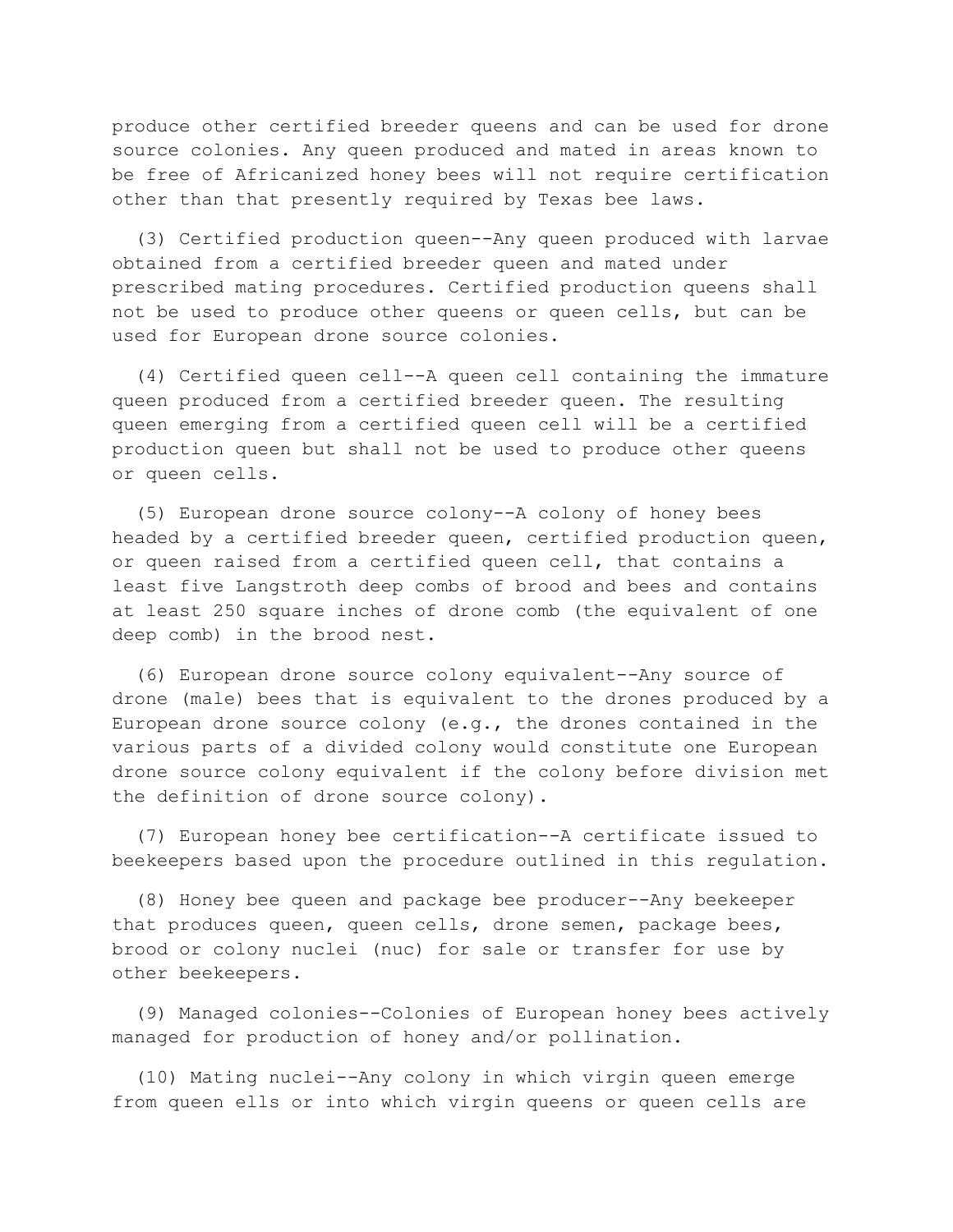produce other certified breeder queens and can be used for drone source colonies. Any queen produced and mated in areas known to be free of Africanized honey bees will not require certification other than that presently required by Texas bee laws.

(3) Certified production queen--Any queen produced with larvae obtained from a certified breeder queen and mated under prescribed mating procedures. Certified production queens shall not be used to produce other queens or queen cells, but can be used for European drone source colonies.

(4) Certified queen cell--A queen cell containing the immature queen produced from a certified breeder queen. The resulting queen emerging from a certified queen cell will be a certified production queen but shall not be used to produce other queens or queen cells.

(5) European drone source colony--A colony of honey bees headed by a certified breeder queen, certified production queen, or queen raised from a certified queen cell, that contains a least five Langstroth deep combs of brood and bees and contains at least 250 square inches of drone comb (the equivalent of one deep comb) in the brood nest.

(6) European drone source colony equivalent--Any source of drone (male) bees that is equivalent to the drones produced by a European drone source colony (e.g., the drones contained in the various parts of a divided colony would constitute one European drone source colony equivalent if the colony before division met the definition of drone source colony).

(7) European honey bee certification--A certificate issued to beekeepers based upon the procedure outlined in this regulation.

(8) Honey bee queen and package bee producer--Any beekeeper that produces queen, queen cells, drone semen, package bees, brood or colony nuclei (nuc) for sale or transfer for use by other beekeepers.

(9) Managed colonies--Colonies of European honey bees actively managed for production of honey and/or pollination.

(10) Mating nuclei--Any colony in which virgin queen emerge from queen ells or into which virgin queens or queen cells are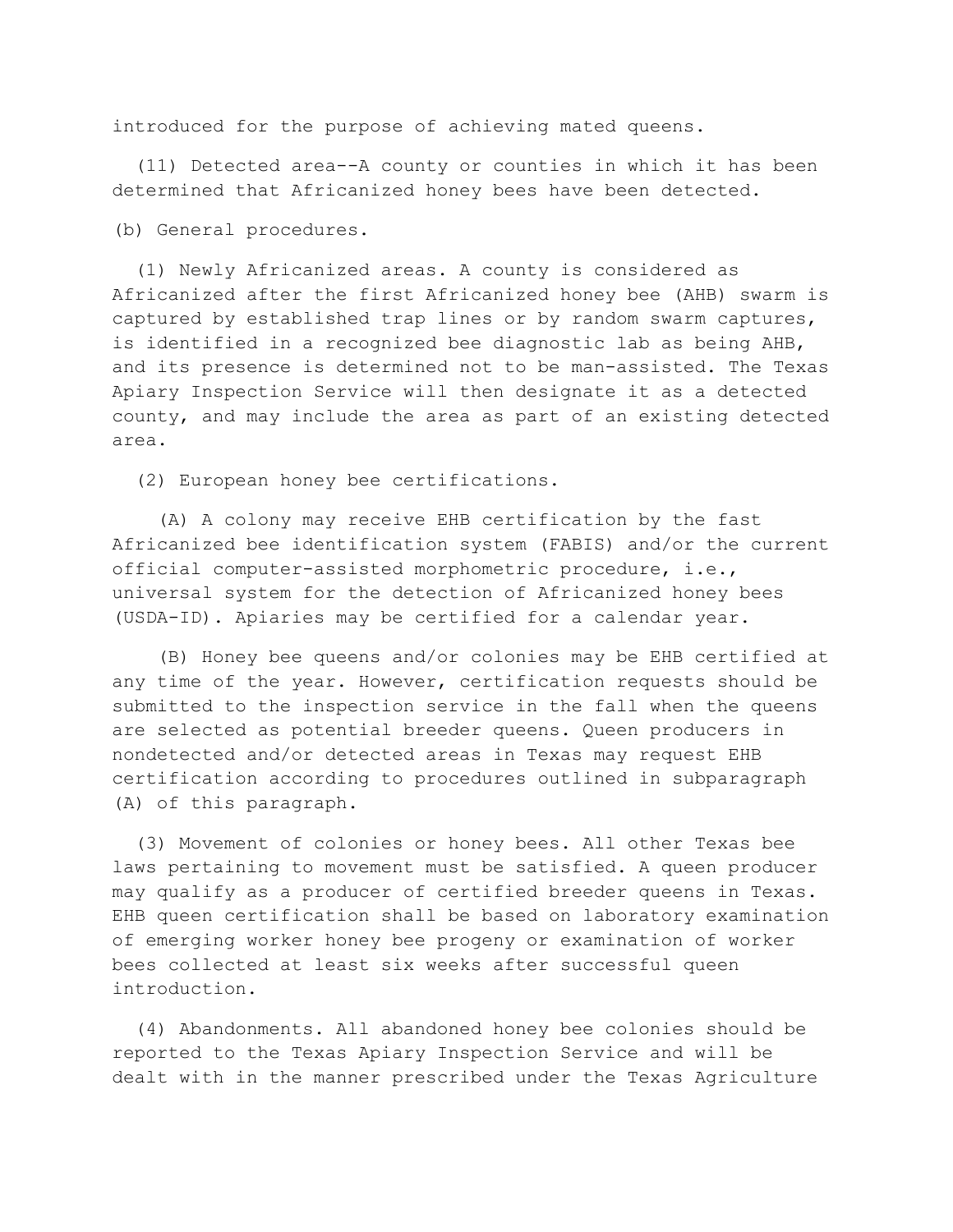introduced for the purpose of achieving mated queens.

(11) Detected area--A county or counties in which it has been determined that Africanized honey bees have been detected.

(b) General procedures.

(1) Newly Africanized areas. A county is considered as Africanized after the first Africanized honey bee (AHB) swarm is captured by established trap lines or by random swarm captures, is identified in a recognized bee diagnostic lab as being AHB, and its presence is determined not to be man-assisted. The Texas Apiary Inspection Service will then designate it as a detected county, and may include the area as part of an existing detected area.

(2) European honey bee certifications.

(A) A colony may receive EHB certification by the fast Africanized bee identification system (FABIS) and/or the current official computer-assisted morphometric procedure, i.e., universal system for the detection of Africanized honey bees (USDA-ID). Apiaries may be certified for a calendar year.

(B) Honey bee queens and/or colonies may be EHB certified at any time of the year. However, certification requests should be submitted to the inspection service in the fall when the queens are selected as potential breeder queens. Queen producers in nondetected and/or detected areas in Texas may request EHB certification according to procedures outlined in subparagraph (A) of this paragraph.

(3) Movement of colonies or honey bees. All other Texas bee laws pertaining to movement must be satisfied. A queen producer may qualify as a producer of certified breeder queens in Texas. EHB queen certification shall be based on laboratory examination of emerging worker honey bee progeny or examination of worker bees collected at least six weeks after successful queen introduction.

(4) Abandonments. All abandoned honey bee colonies should be reported to the Texas Apiary Inspection Service and will be dealt with in the manner prescribed under the Texas Agriculture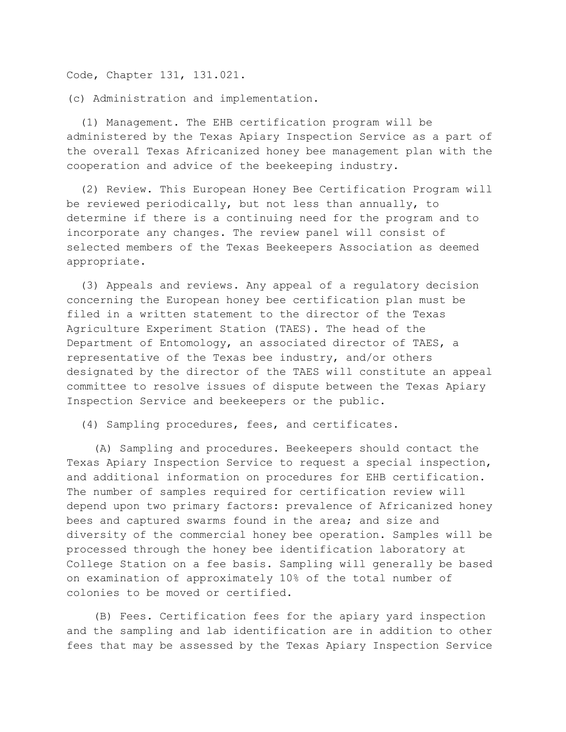Code, Chapter 131, 131.021.

(c) Administration and implementation.

(1) Management. The EHB certification program will be administered by the Texas Apiary Inspection Service as a part of the overall Texas Africanized honey bee management plan with the cooperation and advice of the beekeeping industry.

(2) Review. This European Honey Bee Certification Program will be reviewed periodically, but not less than annually, to determine if there is a continuing need for the program and to incorporate any changes. The review panel will consist of selected members of the Texas Beekeepers Association as deemed appropriate.

(3) Appeals and reviews. Any appeal of a regulatory decision concerning the European honey bee certification plan must be filed in a written statement to the director of the Texas Agriculture Experiment Station (TAES). The head of the Department of Entomology, an associated director of TAES, a representative of the Texas bee industry, and/or others designated by the director of the TAES will constitute an appeal committee to resolve issues of dispute between the Texas Apiary Inspection Service and beekeepers or the public.

(4) Sampling procedures, fees, and certificates.

(A) Sampling and procedures. Beekeepers should contact the Texas Apiary Inspection Service to request a special inspection, and additional information on procedures for EHB certification. The number of samples required for certification review will depend upon two primary factors: prevalence of Africanized honey bees and captured swarms found in the area; and size and diversity of the commercial honey bee operation. Samples will be processed through the honey bee identification laboratory at College Station on a fee basis. Sampling will generally be based on examination of approximately 10% of the total number of colonies to be moved or certified.

(B) Fees. Certification fees for the apiary yard inspection and the sampling and lab identification are in addition to other fees that may be assessed by the Texas Apiary Inspection Service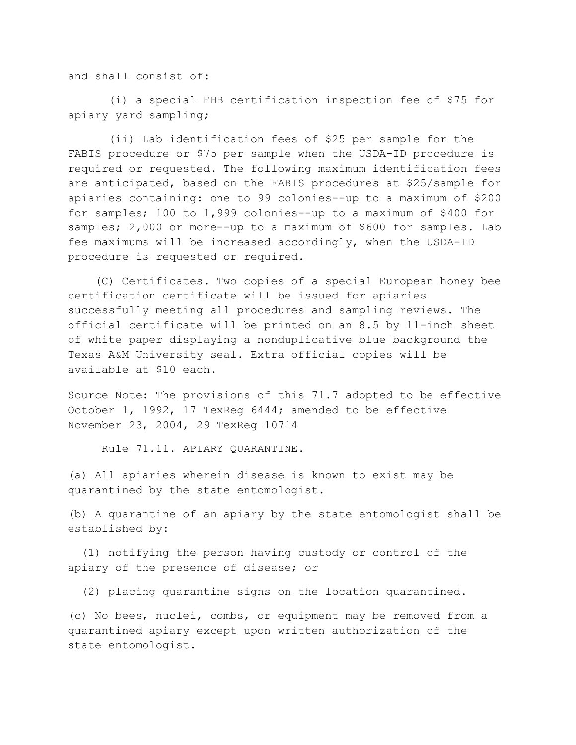and shall consist of:

(i) a special EHB certification inspection fee of $75 for apiary yard sampling;

(ii) Lab identification fees of $25 per sample for the FABIS procedure or $75 per sample when the USDA-ID procedure is required or requested. The following maximum identification fees are anticipated, based on the FABIS procedures at $25/sample for apiaries containing: one to 99 colonies--up to a maximum of $200 for samples; 100 to 1,999 colonies--up to a maximum of $400 for samples; 2,000 or more--up to a maximum of $600 for samples. Lab fee maximums will be increased accordingly, when the USDA-ID procedure is requested or required.

(C) Certificates. Two copies of a special European honey bee certification certificate will be issued for apiaries successfully meeting all procedures and sampling reviews. The official certificate will be printed on an 8.5 by 11-inch sheet of white paper displaying a nonduplicative blue background the Texas A&M University seal. Extra official copies will be available at $10 each.

Source Note: The provisions of this 71.7 adopted to be effective October 1, 1992, 17 TexReg 6444; amended to be effective November 23, 2004, 29 TexReg 10714

## Rule 71.11. APIARY QUARANTINE.

(a) All apiaries wherein disease is known to exist may be quarantined by the state entomologist.

(b) A quarantine of an apiary by the state entomologist shall be established by:

(1) notifying the person having custody or control of the apiary of the presence of disease; or

(2) placing quarantine signs on the location quarantined.

(c) No bees, nuclei, combs, or equipment may be removed from a quarantined apiary except upon written authorization of the state entomologist.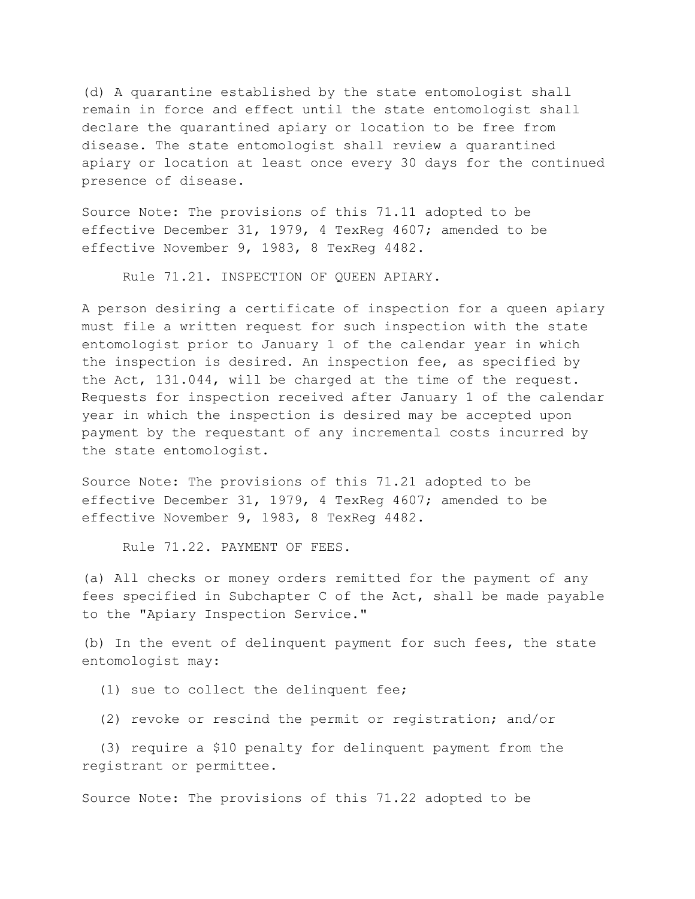(d) A quarantine established by the state entomologist shall remain in force and effect until the state entomologist shall declare the quarantined apiary or location to be free from disease. The state entomologist shall review a quarantined apiary or location at least once every 30 days for the continued presence of disease.

Source Note: The provisions of this 71.11 adopted to be effective December 31, 1979, 4 TexReg 4607; amended to be effective November 9, 1983, 8 TexReg 4482.

### Rule 71.21. INSPECTION OF QUEEN APIARY.

A person desiring a certificate of inspection for a queen apiary must file a written request for such inspection with the state entomologist prior to January 1 of the calendar year in which the inspection is desired. An inspection fee, as specified by the Act, 131.044, will be charged at the time of the request. Requests for inspection received after January 1 of the calendar year in which the inspection is desired may be accepted upon payment by the requestant of any incremental costs incurred by the state entomologist.

Source Note: The provisions of this 71.21 adopted to be effective December 31, 1979, 4 TexReg 4607; amended to be effective November 9, 1983, 8 TexReg 4482.

### Rule 71.22. PAYMENT OF FEES.

(a) All checks or money orders remitted for the payment of any fees specified in Subchapter C of the Act, shall be made payable to the "Apiary Inspection Service."

(b) In the event of delinquent payment for such fees, the state entomologist may:

(1) sue to collect the delinquent fee;

(2) revoke or rescind the permit or registration; and/or

(3) require a $10 penalty for delinquent payment from the registrant or permittee.

Source Note: The provisions of this 71.22 adopted to be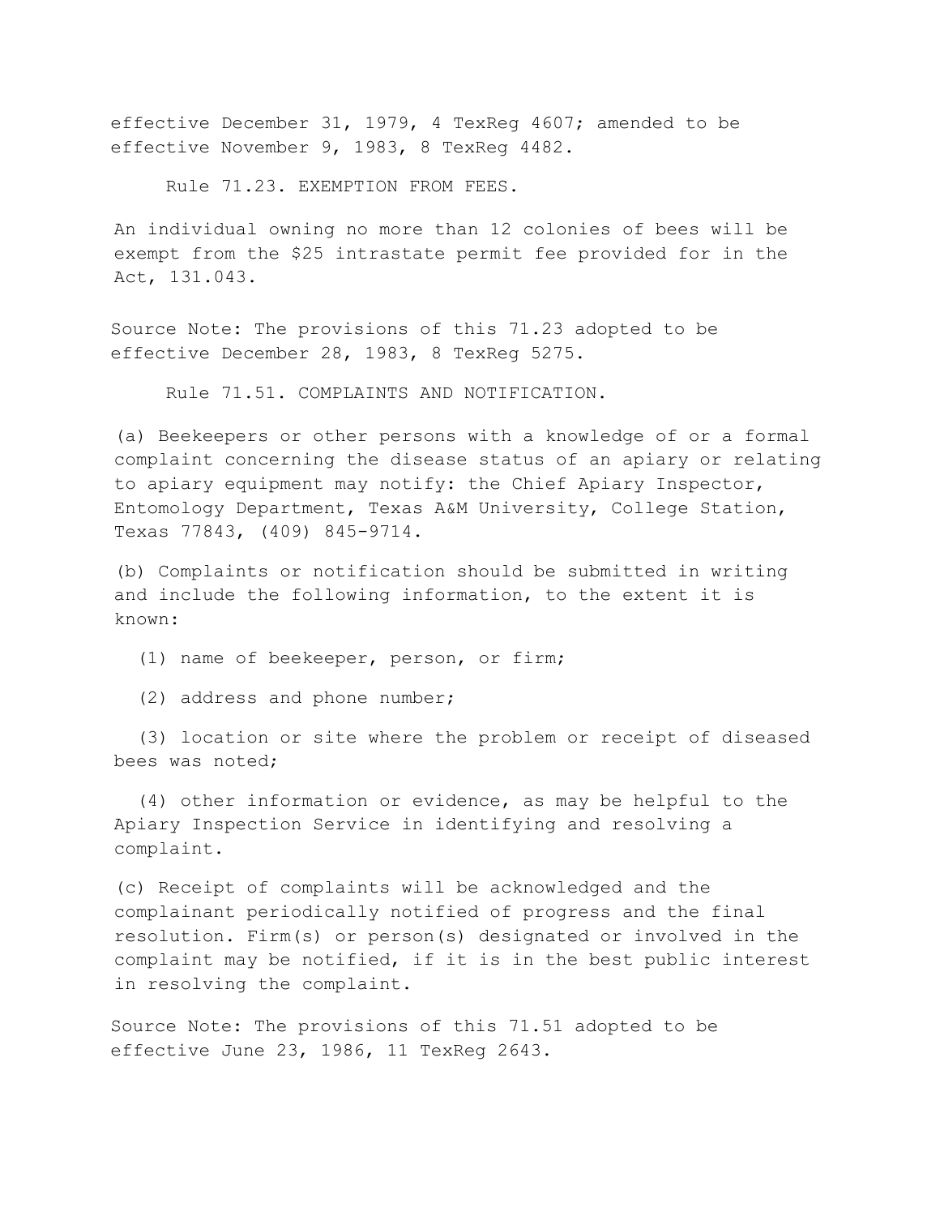effective December 31, 1979, 4 TexReg 4607; amended to be effective November 9, 1983, 8 TexReg 4482.

Rule 71.23. EXEMPTION FROM FEES.

An individual owning no more than 12 colonies of bees will be exempt from the $25 intrastate permit fee provided for in the Act, 131.043.

Source Note: The provisions of this 71.23 adopted to be effective December 28, 1983, 8 TexReg 5275.

Rule 71.51. COMPLAINTS AND NOTIFICATION.

(a) Beekeepers or other persons with a knowledge of or a formal complaint concerning the disease status of an apiary or relating to apiary equipment may notify: the Chief Apiary Inspector, Entomology Department, Texas A&M University, College Station, Texas 77843, (409) 845-9714.

(b) Complaints or notification should be submitted in writing and include the following information, to the extent it is known:

(1) name of beekeeper, person, or firm;

(2) address and phone number;

(3) location or site where the problem or receipt of diseased bees was noted;

(4) other information or evidence, as may be helpful to the Apiary Inspection Service in identifying and resolving a complaint.

(c) Receipt of complaints will be acknowledged and the complainant periodically notified of progress and the final resolution. Firm(s) or person(s) designated or involved in the complaint may be notified, if it is in the best public interest in resolving the complaint.

Source Note: The provisions of this 71.51 adopted to be effective June 23, 1986, 11 TexReg 2643.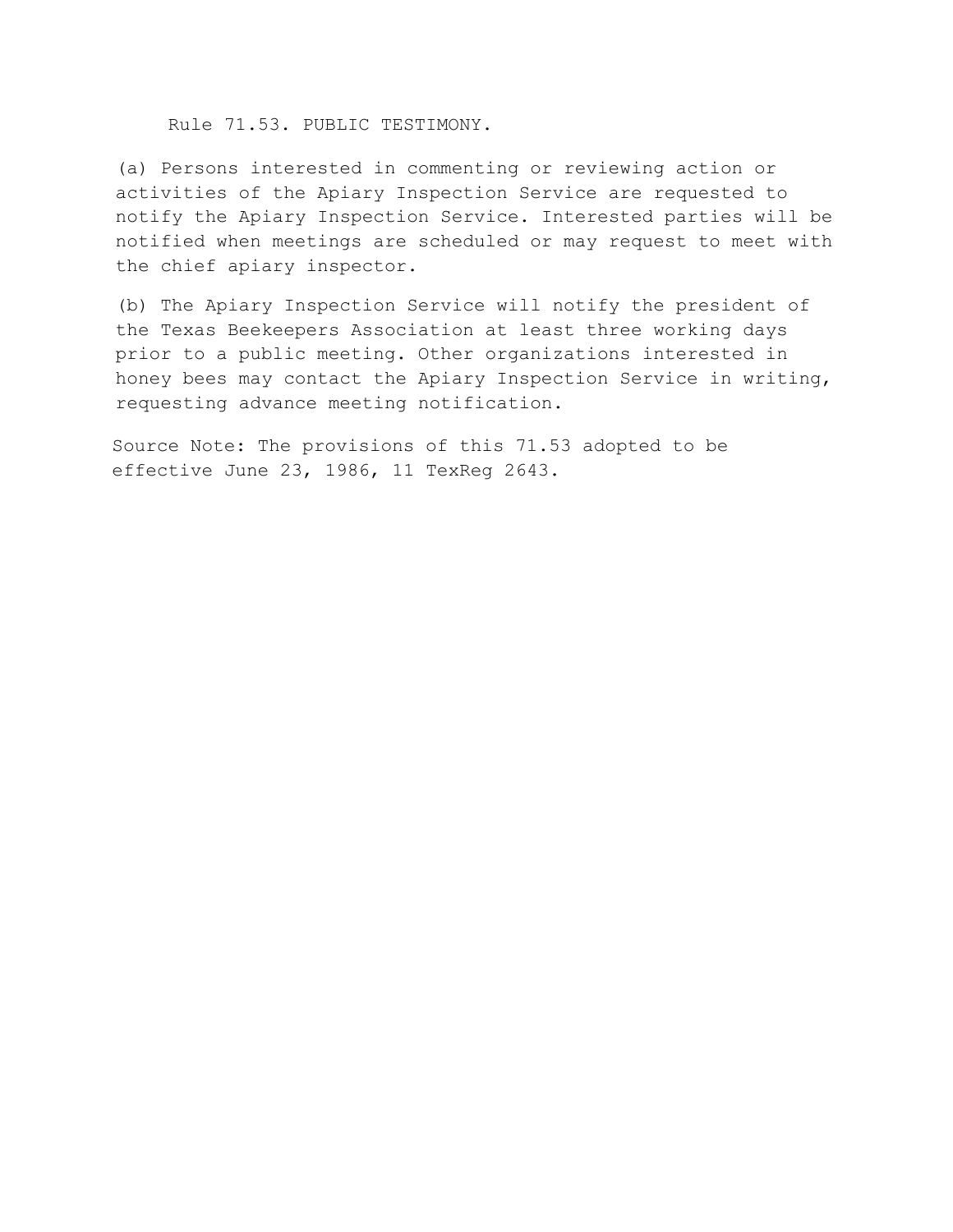Rule 71.53. PUBLIC TESTIMONY.

(a) Persons interested in commenting or reviewing action or activities of the Apiary Inspection Service are requested to notify the Apiary Inspection Service. Interested parties will be notified when meetings are scheduled or may request to meet with the chief apiary inspector.

(b) The Apiary Inspection Service will notify the president of the Texas Beekeepers Association at least three working days prior to a public meeting. Other organizations interested in honey bees may contact the Apiary Inspection Service in writing, requesting advance meeting notification.

Source Note: The provisions of this 71.53 adopted to be effective June 23, 1986, 11 TexReg 2643.